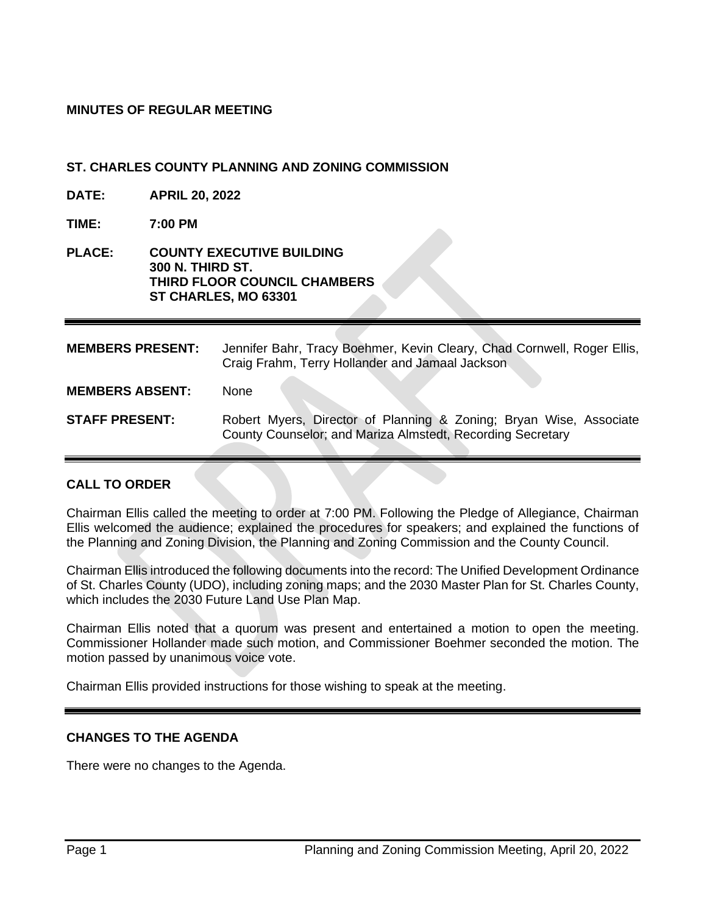**MINUTES OF REGULAR MEETING**

**ST. CHARLES COUNTY PLANNING AND ZONING COMMISSION**

**DATE:** **APRIL 20, 2022**

**TIME:** **7:00 PM**

**PLACE:** **COUNTY EXECUTIVE BUILDING**
**300 N. THIRD ST.**
**THIRD FLOOR COUNCIL CHAMBERS**
**ST CHARLES, MO 63301**

---

| | |
|---|---|
| **MEMBERS PRESENT:** | Jennifer Bahr, Tracy Boehmer, Kevin Cleary, Chad Cornwell, Roger Ellis, Craig Frahm, Terry Hollander and Jamaal Jackson |
| **MEMBERS ABSENT:** | None |
| **STAFF PRESENT:** | Robert Myers, Director of Planning & Zoning; Bryan Wise, Associate County Counselor; and Mariza Almstedt, Recording Secretary |

---

## CALL TO ORDER

Chairman Ellis called the meeting to order at 7:00 PM. Following the Pledge of Allegiance, Chairman Ellis welcomed the audience; explained the procedures for speakers; and explained the functions of the Planning and Zoning Division, the Planning and Zoning Commission and the County Council.

Chairman Ellis introduced the following documents into the record: The Unified Development Ordinance of St. Charles County (UDO), including zoning maps; and the 2030 Master Plan for St. Charles County, which includes the 2030 Future Land Use Plan Map.

Chairman Ellis noted that a quorum was present and entertained a motion to open the meeting. Commissioner Hollander made such motion, and Commissioner Boehmer seconded the motion. The motion passed by unanimous voice vote.

Chairman Ellis provided instructions for those wishing to speak at the meeting.

---

## CHANGES TO THE AGENDA

There were no changes to the Agenda.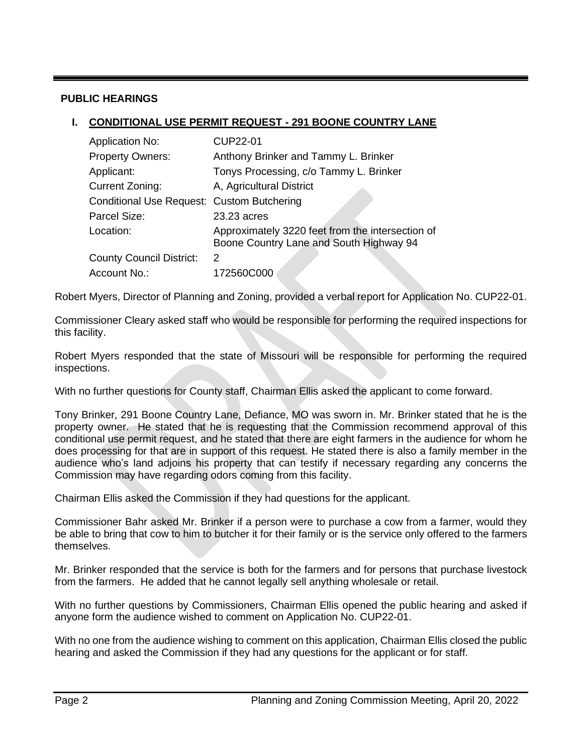## PUBLIC HEARINGS

### I. CONDITIONAL USE PERMIT REQUEST - 291 BOONE COUNTRY LANE

| | |
|---|---|
| Application No: | CUP22-01 |
| Property Owners: | Anthony Brinker and Tammy L. Brinker |
| Applicant: | Tonys Processing, c/o Tammy L. Brinker |
| Current Zoning: | A, Agricultural District |
| Conditional Use Request: | Custom Butchering |
| Parcel Size: | 23.23 acres |
| Location: | Approximately 3220 feet from the intersection of Boone Country Lane and South Highway 94 |
| County Council District: | 2 |
| Account No.: | 172560C000 |

Robert Myers, Director of Planning and Zoning, provided a verbal report for Application No. CUP22-01.

Commissioner Cleary asked staff who would be responsible for performing the required inspections for this facility.

Robert Myers responded that the state of Missouri will be responsible for performing the required inspections.

With no further questions for County staff, Chairman Ellis asked the applicant to come forward.

Tony Brinker, 291 Boone Country Lane, Defiance, MO was sworn in. Mr. Brinker stated that he is the property owner. He stated that he is requesting that the Commission recommend approval of this conditional use permit request, and he stated that there are eight farmers in the audience for whom he does processing for that are in support of this request. He stated there is also a family member in the audience who's land adjoins his property that can testify if necessary regarding any concerns the Commission may have regarding odors coming from this facility.

Chairman Ellis asked the Commission if they had questions for the applicant.

Commissioner Bahr asked Mr. Brinker if a person were to purchase a cow from a farmer, would they be able to bring that cow to him to butcher it for their family or is the service only offered to the farmers themselves.

Mr. Brinker responded that the service is both for the farmers and for persons that purchase livestock from the farmers. He added that he cannot legally sell anything wholesale or retail.

With no further questions by Commissioners, Chairman Ellis opened the public hearing and asked if anyone form the audience wished to comment on Application No. CUP22-01.

With no one from the audience wishing to comment on this application, Chairman Ellis closed the public hearing and asked the Commission if they had any questions for the applicant or for staff.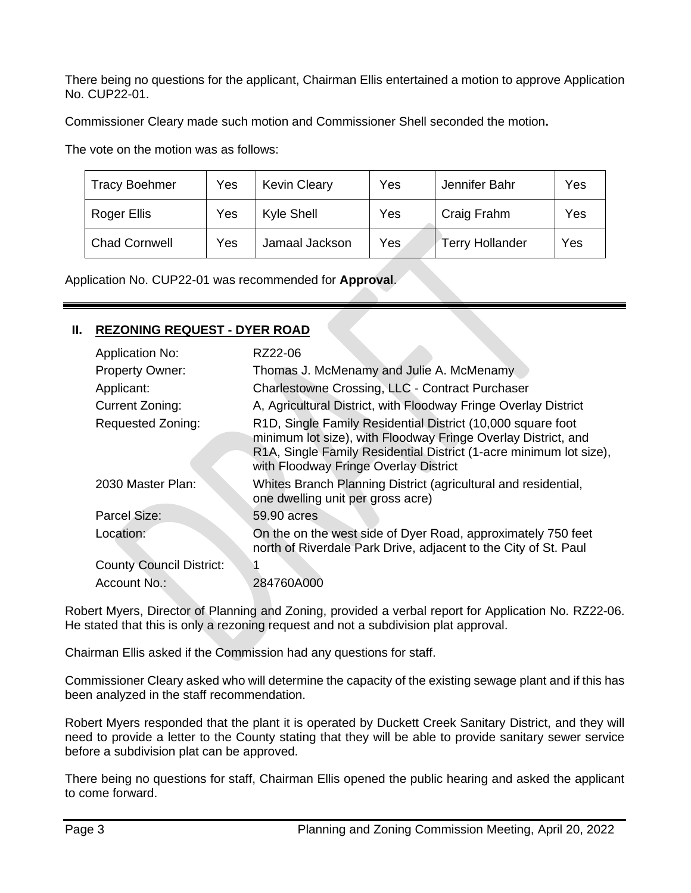There being no questions for the applicant, Chairman Ellis entertained a motion to approve Application No. CUP22-01.

Commissioner Cleary made such motion and Commissioner Shell seconded the motion**.**

The vote on the motion was as follows:

| | | | | | |
|---|---|---|---|---|---|
| Tracy Boehmer | Yes | Kevin Cleary | Yes | Jennifer Bahr | Yes |
| Roger Ellis | Yes | Kyle Shell | Yes | Craig Frahm | Yes |
| Chad Cornwell | Yes | Jamaal Jackson | Yes | Terry Hollander | Yes |

Application No. CUP22-01 was recommended for **Approval**.

---

## II. REZONING REQUEST - DYER ROAD

| | |
|---|---|
| Application No: | RZ22-06 |
| Property Owner: | Thomas J. McMenamy and Julie A. McMenamy |
| Applicant: | Charlestowne Crossing, LLC - Contract Purchaser |
| Current Zoning: | A, Agricultural District, with Floodway Fringe Overlay District |
| Requested Zoning: | R1D, Single Family Residential District (10,000 square foot minimum lot size), with Floodway Fringe Overlay District, and R1A, Single Family Residential District (1-acre minimum lot size), with Floodway Fringe Overlay District |
| 2030 Master Plan: | Whites Branch Planning District (agricultural and residential, one dwelling unit per gross acre) |
| Parcel Size: | 59.90 acres |
| Location: | On the on the west side of Dyer Road, approximately 750 feet north of Riverdale Park Drive, adjacent to the City of St. Paul |
| County Council District: | 1 |
| Account No.: | 284760A000 |

Robert Myers, Director of Planning and Zoning, provided a verbal report for Application No. RZ22-06. He stated that this is only a rezoning request and not a subdivision plat approval.

Chairman Ellis asked if the Commission had any questions for staff.

Commissioner Cleary asked who will determine the capacity of the existing sewage plant and if this has been analyzed in the staff recommendation.

Robert Myers responded that the plant it is operated by Duckett Creek Sanitary District, and they will need to provide a letter to the County stating that they will be able to provide sanitary sewer service before a subdivision plat can be approved.

There being no questions for staff, Chairman Ellis opened the public hearing and asked the applicant to come forward.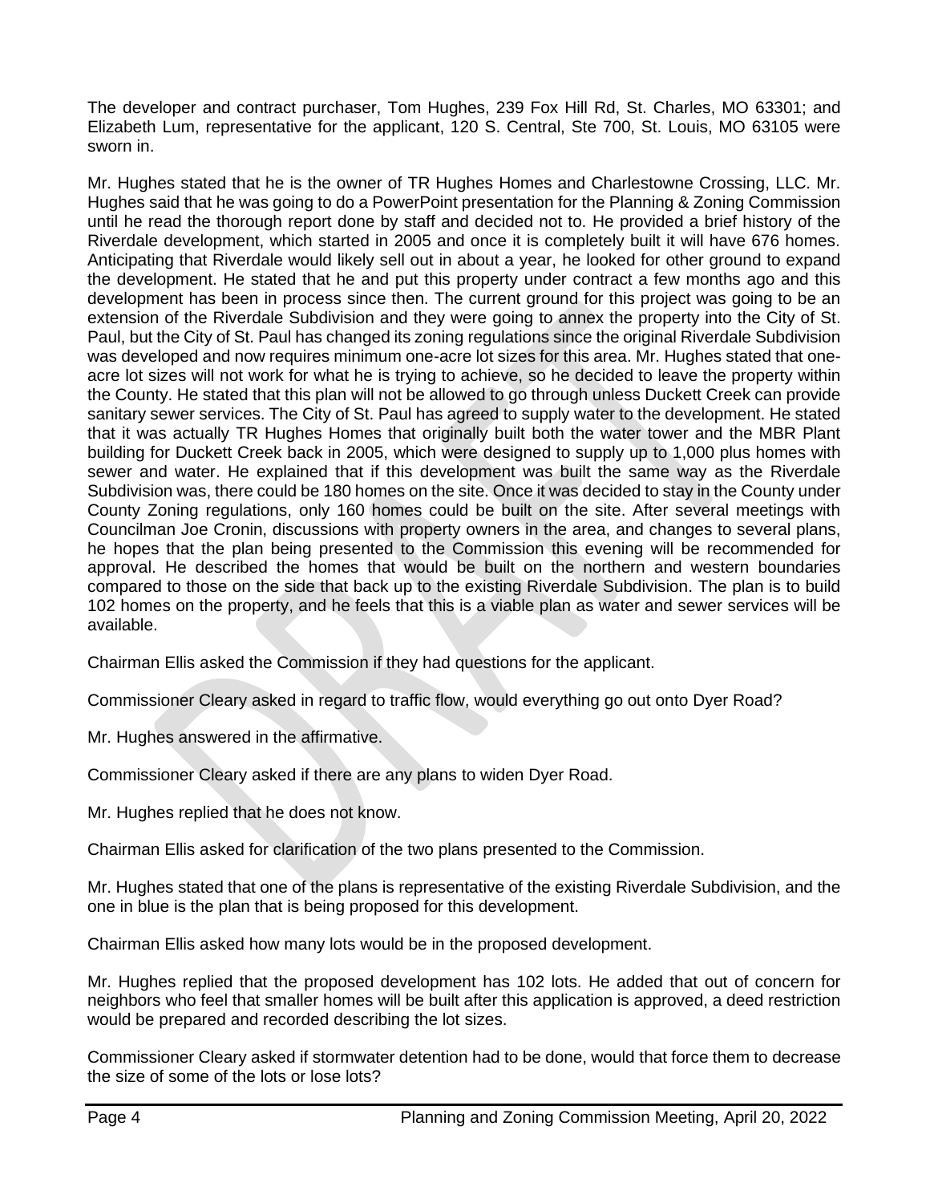The developer and contract purchaser, Tom Hughes, 239 Fox Hill Rd, St. Charles, MO 63301; and Elizabeth Lum, representative for the applicant, 120 S. Central, Ste 700, St. Louis, MO 63105 were sworn in.

Mr. Hughes stated that he is the owner of TR Hughes Homes and Charlestowne Crossing, LLC. Mr. Hughes said that he was going to do a PowerPoint presentation for the Planning & Zoning Commission until he read the thorough report done by staff and decided not to. He provided a brief history of the Riverdale development, which started in 2005 and once it is completely built it will have 676 homes. Anticipating that Riverdale would likely sell out in about a year, he looked for other ground to expand the development. He stated that he and put this property under contract a few months ago and this development has been in process since then. The current ground for this project was going to be an extension of the Riverdale Subdivision and they were going to annex the property into the City of St. Paul, but the City of St. Paul has changed its zoning regulations since the original Riverdale Subdivision was developed and now requires minimum one-acre lot sizes for this area. Mr. Hughes stated that one-acre lot sizes will not work for what he is trying to achieve, so he decided to leave the property within the County. He stated that this plan will not be allowed to go through unless Duckett Creek can provide sanitary sewer services. The City of St. Paul has agreed to supply water to the development. He stated that it was actually TR Hughes Homes that originally built both the water tower and the MBR Plant building for Duckett Creek back in 2005, which were designed to supply up to 1,000 plus homes with sewer and water. He explained that if this development was built the same way as the Riverdale Subdivision was, there could be 180 homes on the site. Once it was decided to stay in the County under County Zoning regulations, only 160 homes could be built on the site. After several meetings with Councilman Joe Cronin, discussions with property owners in the area, and changes to several plans, he hopes that the plan being presented to the Commission this evening will be recommended for approval. He described the homes that would be built on the northern and western boundaries compared to those on the side that back up to the existing Riverdale Subdivision. The plan is to build 102 homes on the property, and he feels that this is a viable plan as water and sewer services will be available.

Chairman Ellis asked the Commission if they had questions for the applicant.

Commissioner Cleary asked in regard to traffic flow, would everything go out onto Dyer Road?

Mr. Hughes answered in the affirmative.

Commissioner Cleary asked if there are any plans to widen Dyer Road.

Mr. Hughes replied that he does not know.

Chairman Ellis asked for clarification of the two plans presented to the Commission.

Mr. Hughes stated that one of the plans is representative of the existing Riverdale Subdivision, and the one in blue is the plan that is being proposed for this development.

Chairman Ellis asked how many lots would be in the proposed development.

Mr. Hughes replied that the proposed development has 102 lots. He added that out of concern for neighbors who feel that smaller homes will be built after this application is approved, a deed restriction would be prepared and recorded describing the lot sizes.

Commissioner Cleary asked if stormwater detention had to be done, would that force them to decrease the size of some of the lots or lose lots?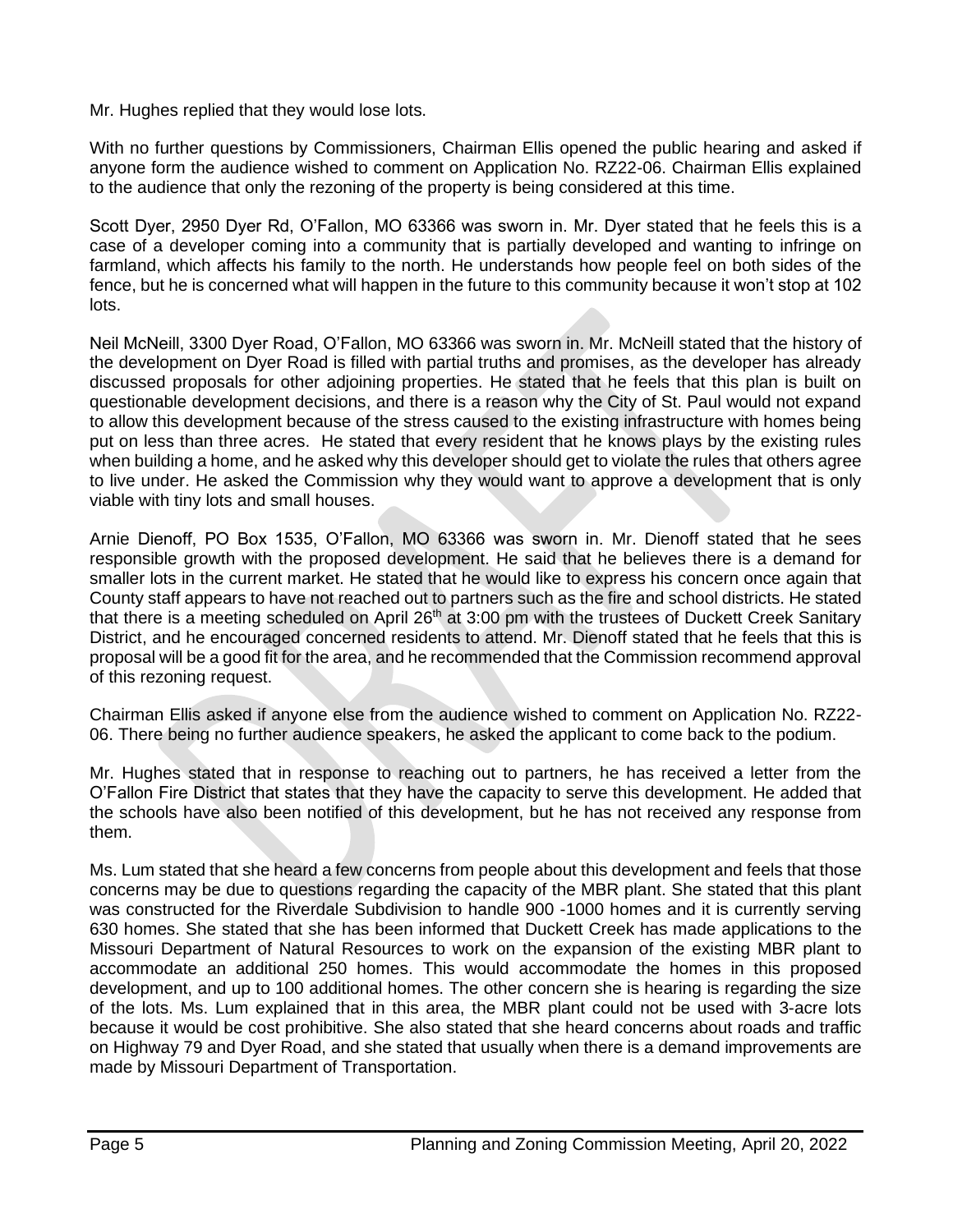Mr. Hughes replied that they would lose lots.

With no further questions by Commissioners, Chairman Ellis opened the public hearing and asked if anyone form the audience wished to comment on Application No. RZ22-06. Chairman Ellis explained to the audience that only the rezoning of the property is being considered at this time.

Scott Dyer, 2950 Dyer Rd, O'Fallon, MO 63366 was sworn in. Mr. Dyer stated that he feels this is a case of a developer coming into a community that is partially developed and wanting to infringe on farmland, which affects his family to the north. He understands how people feel on both sides of the fence, but he is concerned what will happen in the future to this community because it won't stop at 102 lots.

Neil McNeill, 3300 Dyer Road, O'Fallon, MO 63366 was sworn in. Mr. McNeill stated that the history of the development on Dyer Road is filled with partial truths and promises, as the developer has already discussed proposals for other adjoining properties. He stated that he feels that this plan is built on questionable development decisions, and there is a reason why the City of St. Paul would not expand to allow this development because of the stress caused to the existing infrastructure with homes being put on less than three acres. He stated that every resident that he knows plays by the existing rules when building a home, and he asked why this developer should get to violate the rules that others agree to live under. He asked the Commission why they would want to approve a development that is only viable with tiny lots and small houses.

Arnie Dienoff, PO Box 1535, O'Fallon, MO 63366 was sworn in. Mr. Dienoff stated that he sees responsible growth with the proposed development. He said that he believes there is a demand for smaller lots in the current market. He stated that he would like to express his concern once again that County staff appears to have not reached out to partners such as the fire and school districts. He stated that there is a meeting scheduled on April 26th at 3:00 pm with the trustees of Duckett Creek Sanitary District, and he encouraged concerned residents to attend. Mr. Dienoff stated that he feels that this is proposal will be a good fit for the area, and he recommended that the Commission recommend approval of this rezoning request.

Chairman Ellis asked if anyone else from the audience wished to comment on Application No. RZ22-06. There being no further audience speakers, he asked the applicant to come back to the podium.

Mr. Hughes stated that in response to reaching out to partners, he has received a letter from the O'Fallon Fire District that states that they have the capacity to serve this development. He added that the schools have also been notified of this development, but he has not received any response from them.

Ms. Lum stated that she heard a few concerns from people about this development and feels that those concerns may be due to questions regarding the capacity of the MBR plant. She stated that this plant was constructed for the Riverdale Subdivision to handle 900 -1000 homes and it is currently serving 630 homes. She stated that she has been informed that Duckett Creek has made applications to the Missouri Department of Natural Resources to work on the expansion of the existing MBR plant to accommodate an additional 250 homes. This would accommodate the homes in this proposed development, and up to 100 additional homes. The other concern she is hearing is regarding the size of the lots. Ms. Lum explained that in this area, the MBR plant could not be used with 3-acre lots because it would be cost prohibitive. She also stated that she heard concerns about roads and traffic on Highway 79 and Dyer Road, and she stated that usually when there is a demand improvements are made by Missouri Department of Transportation.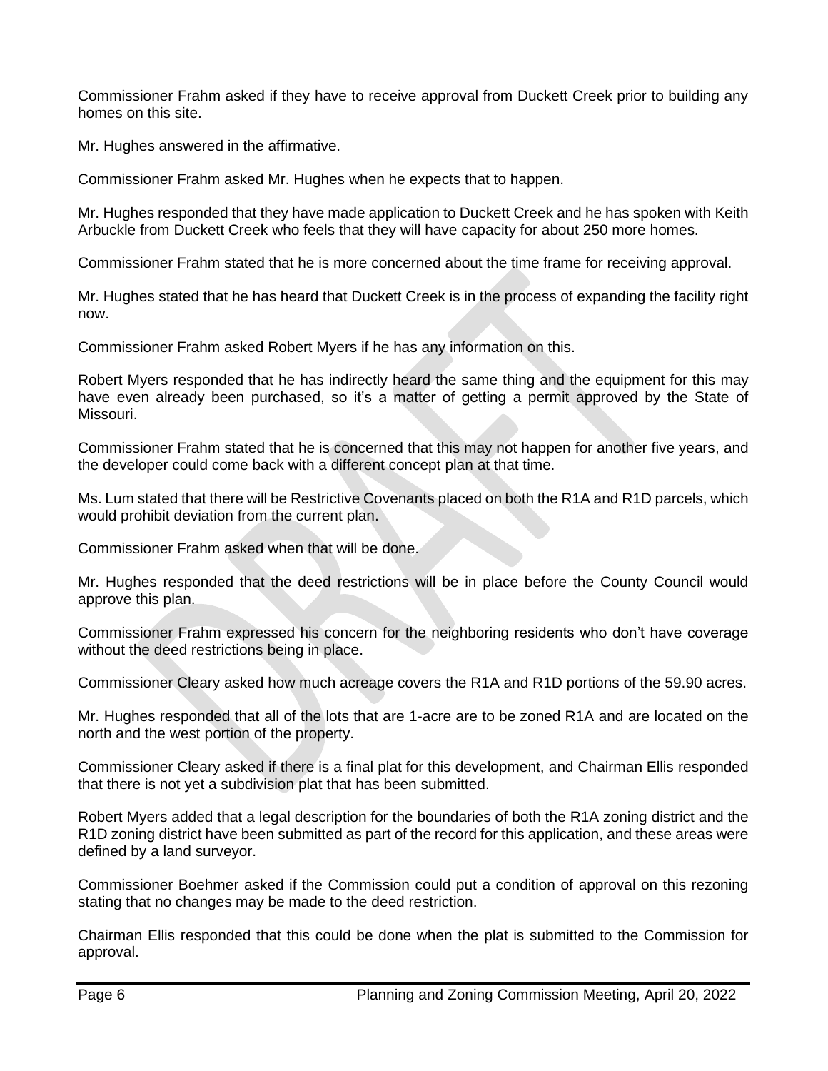Commissioner Frahm asked if they have to receive approval from Duckett Creek prior to building any homes on this site.

Mr. Hughes answered in the affirmative.

Commissioner Frahm asked Mr. Hughes when he expects that to happen.

Mr. Hughes responded that they have made application to Duckett Creek and he has spoken with Keith Arbuckle from Duckett Creek who feels that they will have capacity for about 250 more homes.

Commissioner Frahm stated that he is more concerned about the time frame for receiving approval.

Mr. Hughes stated that he has heard that Duckett Creek is in the process of expanding the facility right now.

Commissioner Frahm asked Robert Myers if he has any information on this.

Robert Myers responded that he has indirectly heard the same thing and the equipment for this may have even already been purchased, so it's a matter of getting a permit approved by the State of Missouri.

Commissioner Frahm stated that he is concerned that this may not happen for another five years, and the developer could come back with a different concept plan at that time.

Ms. Lum stated that there will be Restrictive Covenants placed on both the R1A and R1D parcels, which would prohibit deviation from the current plan.

Commissioner Frahm asked when that will be done.

Mr. Hughes responded that the deed restrictions will be in place before the County Council would approve this plan.

Commissioner Frahm expressed his concern for the neighboring residents who don't have coverage without the deed restrictions being in place.

Commissioner Cleary asked how much acreage covers the R1A and R1D portions of the 59.90 acres.

Mr. Hughes responded that all of the lots that are 1-acre are to be zoned R1A and are located on the north and the west portion of the property.

Commissioner Cleary asked if there is a final plat for this development, and Chairman Ellis responded that there is not yet a subdivision plat that has been submitted.

Robert Myers added that a legal description for the boundaries of both the R1A zoning district and the R1D zoning district have been submitted as part of the record for this application, and these areas were defined by a land surveyor.

Commissioner Boehmer asked if the Commission could put a condition of approval on this rezoning stating that no changes may be made to the deed restriction.

Chairman Ellis responded that this could be done when the plat is submitted to the Commission for approval.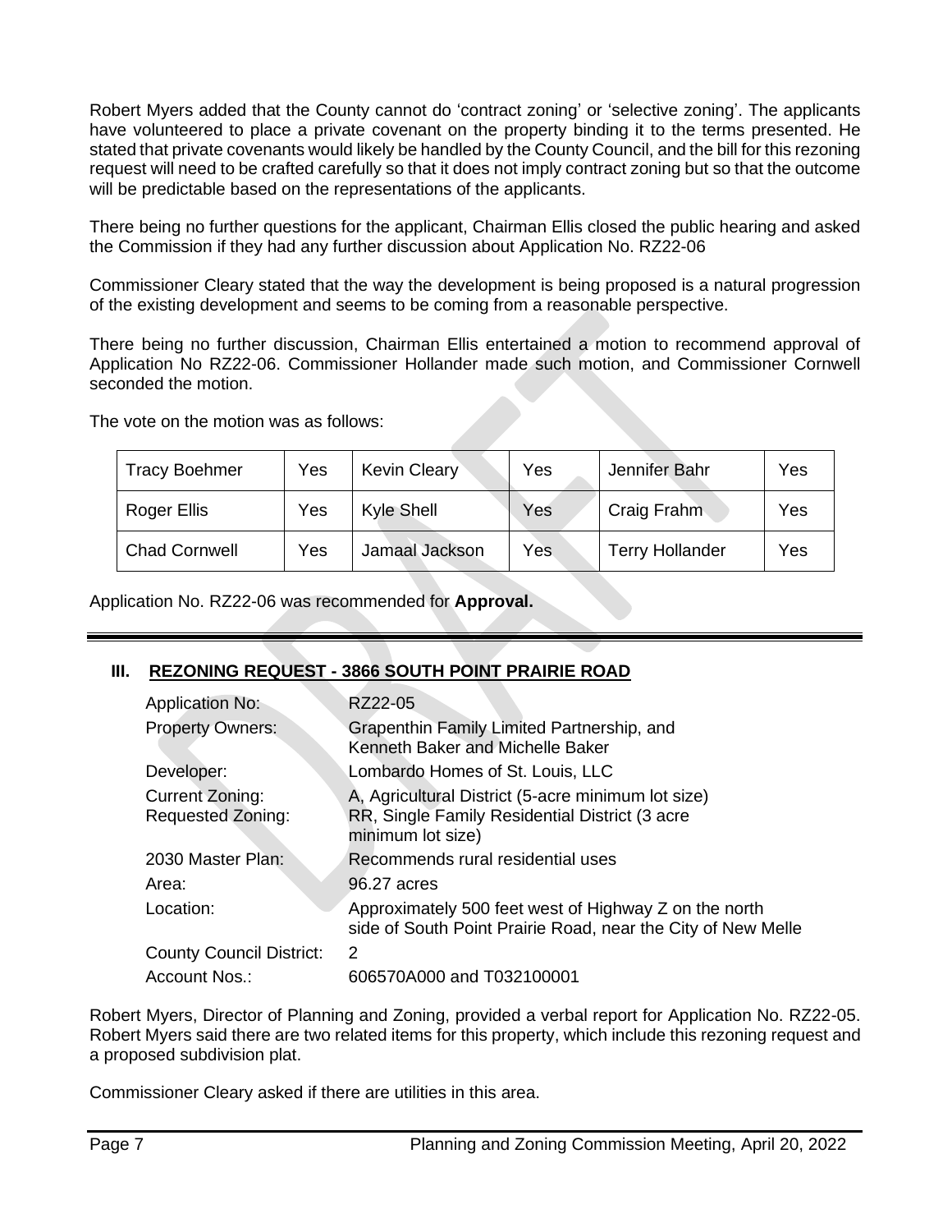Robert Myers added that the County cannot do 'contract zoning' or 'selective zoning'. The applicants have volunteered to place a private covenant on the property binding it to the terms presented. He stated that private covenants would likely be handled by the County Council, and the bill for this rezoning request will need to be crafted carefully so that it does not imply contract zoning but so that the outcome will be predictable based on the representations of the applicants.

There being no further questions for the applicant, Chairman Ellis closed the public hearing and asked the Commission if they had any further discussion about Application No. RZ22-06

Commissioner Cleary stated that the way the development is being proposed is a natural progression of the existing development and seems to be coming from a reasonable perspective.

There being no further discussion, Chairman Ellis entertained a motion to recommend approval of Application No RZ22-06. Commissioner Hollander made such motion, and Commissioner Cornwell seconded the motion.

The vote on the motion was as follows:

| | | | | | |
|---|---|---|---|---|---|
| Tracy Boehmer | Yes | Kevin Cleary | Yes | Jennifer Bahr | Yes |
| Roger Ellis | Yes | Kyle Shell | Yes | Craig Frahm | Yes |
| Chad Cornwell | Yes | Jamaal Jackson | Yes | Terry Hollander | Yes |

Application No. RZ22-06 was recommended for **Approval.**

---

## III. REZONING REQUEST - 3866 SOUTH POINT PRAIRIE ROAD

| | |
|---|---|
| Application No: | RZ22-05 |
| Property Owners: | Grapenthin Family Limited Partnership, and Kenneth Baker and Michelle Baker |
| Developer: | Lombardo Homes of St. Louis, LLC |
| Current Zoning: | A, Agricultural District (5-acre minimum lot size) |
| Requested Zoning: | RR, Single Family Residential District (3 acre minimum lot size) |
| 2030 Master Plan: | Recommends rural residential uses |
| Area: | 96.27 acres |
| Location: | Approximately 500 feet west of Highway Z on the north side of South Point Prairie Road, near the City of New Melle |
| County Council District: | 2 |
| Account Nos.: | 606570A000 and T032100001 |

Robert Myers, Director of Planning and Zoning, provided a verbal report for Application No. RZ22-05. Robert Myers said there are two related items for this property, which include this rezoning request and a proposed subdivision plat.

Commissioner Cleary asked if there are utilities in this area.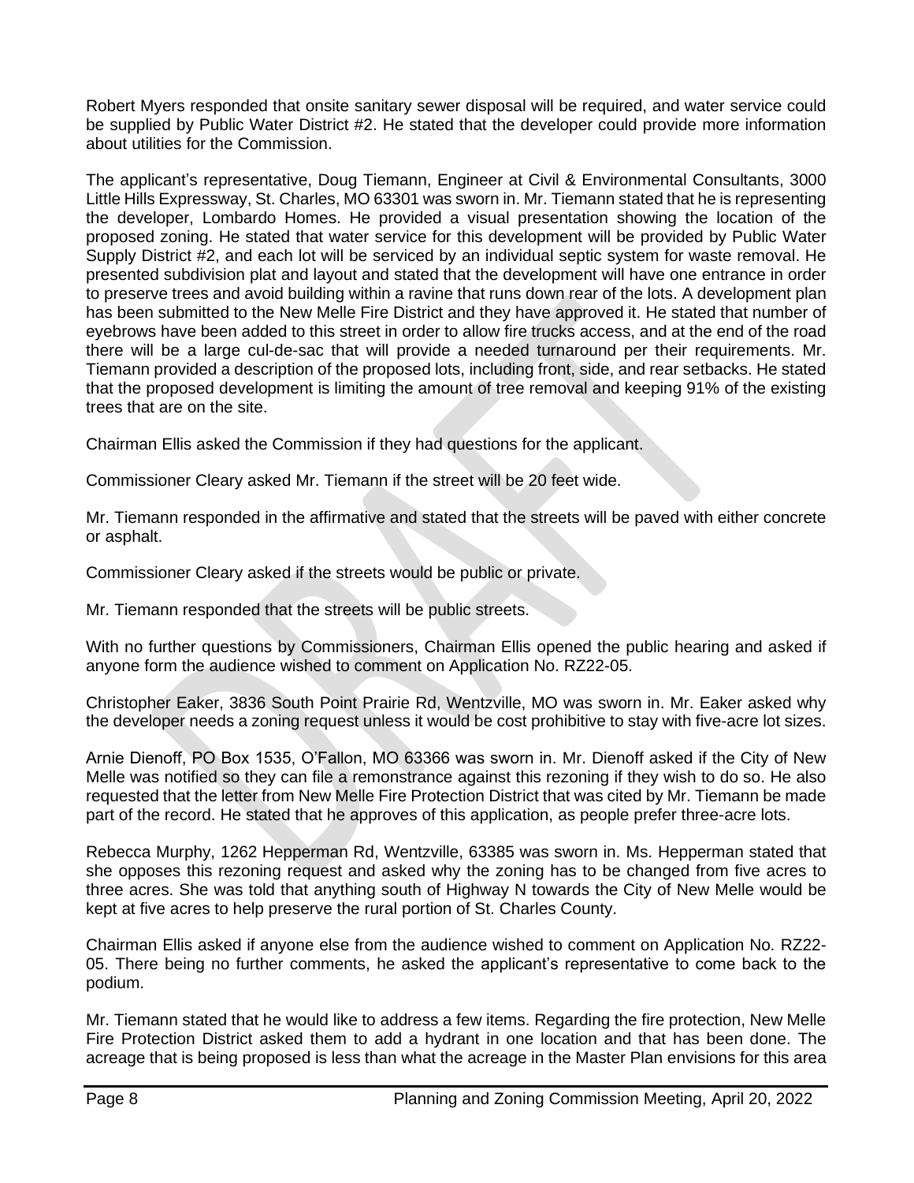Robert Myers responded that onsite sanitary sewer disposal will be required, and water service could be supplied by Public Water District #2. He stated that the developer could provide more information about utilities for the Commission.

The applicant's representative, Doug Tiemann, Engineer at Civil & Environmental Consultants, 3000 Little Hills Expressway, St. Charles, MO 63301 was sworn in. Mr. Tiemann stated that he is representing the developer, Lombardo Homes. He provided a visual presentation showing the location of the proposed zoning. He stated that water service for this development will be provided by Public Water Supply District #2, and each lot will be serviced by an individual septic system for waste removal. He presented subdivision plat and layout and stated that the development will have one entrance in order to preserve trees and avoid building within a ravine that runs down rear of the lots. A development plan has been submitted to the New Melle Fire District and they have approved it. He stated that number of eyebrows have been added to this street in order to allow fire trucks access, and at the end of the road there will be a large cul-de-sac that will provide a needed turnaround per their requirements. Mr. Tiemann provided a description of the proposed lots, including front, side, and rear setbacks. He stated that the proposed development is limiting the amount of tree removal and keeping 91% of the existing trees that are on the site.

Chairman Ellis asked the Commission if they had questions for the applicant.

Commissioner Cleary asked Mr. Tiemann if the street will be 20 feet wide.

Mr. Tiemann responded in the affirmative and stated that the streets will be paved with either concrete or asphalt.

Commissioner Cleary asked if the streets would be public or private.

Mr. Tiemann responded that the streets will be public streets.

With no further questions by Commissioners, Chairman Ellis opened the public hearing and asked if anyone form the audience wished to comment on Application No. RZ22-05.

Christopher Eaker, 3836 South Point Prairie Rd, Wentzville, MO was sworn in. Mr. Eaker asked why the developer needs a zoning request unless it would be cost prohibitive to stay with five-acre lot sizes.

Arnie Dienoff, PO Box 1535, O'Fallon, MO 63366 was sworn in. Mr. Dienoff asked if the City of New Melle was notified so they can file a remonstrance against this rezoning if they wish to do so. He also requested that the letter from New Melle Fire Protection District that was cited by Mr. Tiemann be made part of the record. He stated that he approves of this application, as people prefer three-acre lots.

Rebecca Murphy, 1262 Hepperman Rd, Wentzville, 63385 was sworn in. Ms. Hepperman stated that she opposes this rezoning request and asked why the zoning has to be changed from five acres to three acres. She was told that anything south of Highway N towards the City of New Melle would be kept at five acres to help preserve the rural portion of St. Charles County.

Chairman Ellis asked if anyone else from the audience wished to comment on Application No. RZ22-05. There being no further comments, he asked the applicant's representative to come back to the podium.

Mr. Tiemann stated that he would like to address a few items. Regarding the fire protection, New Melle Fire Protection District asked them to add a hydrant in one location and that has been done. The acreage that is being proposed is less than what the acreage in the Master Plan envisions for this area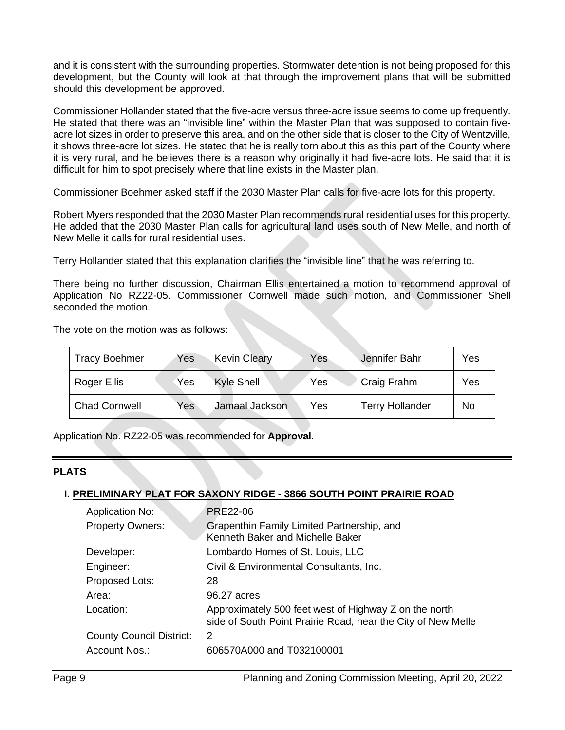and it is consistent with the surrounding properties. Stormwater detention is not being proposed for this development, but the County will look at that through the improvement plans that will be submitted should this development be approved.

Commissioner Hollander stated that the five-acre versus three-acre issue seems to come up frequently. He stated that there was an "invisible line" within the Master Plan that was supposed to contain five-acre lot sizes in order to preserve this area, and on the other side that is closer to the City of Wentzville, it shows three-acre lot sizes. He stated that he is really torn about this as this part of the County where it is very rural, and he believes there is a reason why originally it had five-acre lots. He said that it is difficult for him to spot precisely where that line exists in the Master plan.

Commissioner Boehmer asked staff if the 2030 Master Plan calls for five-acre lots for this property.

Robert Myers responded that the 2030 Master Plan recommends rural residential uses for this property. He added that the 2030 Master Plan calls for agricultural land uses south of New Melle, and north of New Melle it calls for rural residential uses.

Terry Hollander stated that this explanation clarifies the "invisible line" that he was referring to.

There being no further discussion, Chairman Ellis entertained a motion to recommend approval of Application No RZ22-05. Commissioner Cornwell made such motion, and Commissioner Shell seconded the motion.

The vote on the motion was as follows:

| | | | | | |
|---|---|---|---|---|---|
| Tracy Boehmer | Yes | Kevin Cleary | Yes | Jennifer Bahr | Yes |
| Roger Ellis | Yes | Kyle Shell | Yes | Craig Frahm | Yes |
| Chad Cornwell | Yes | Jamaal Jackson | Yes | Terry Hollander | No |

Application No. RZ22-05 was recommended for **Approval**.

## PLATS

### I. PRELIMINARY PLAT FOR SAXONY RIDGE - 3866 SOUTH POINT PRAIRIE ROAD

| | |
|---|---|
| Application No: | PRE22-06 |
| Property Owners: | Grapenthin Family Limited Partnership, and Kenneth Baker and Michelle Baker |
| Developer: | Lombardo Homes of St. Louis, LLC |
| Engineer: | Civil & Environmental Consultants, Inc. |
| Proposed Lots: | 28 |
| Area: | 96.27 acres |
| Location: | Approximately 500 feet west of Highway Z on the north side of South Point Prairie Road, near the City of New Melle |
| County Council District: | 2 |
| Account Nos.: | 606570A000 and T032100001 |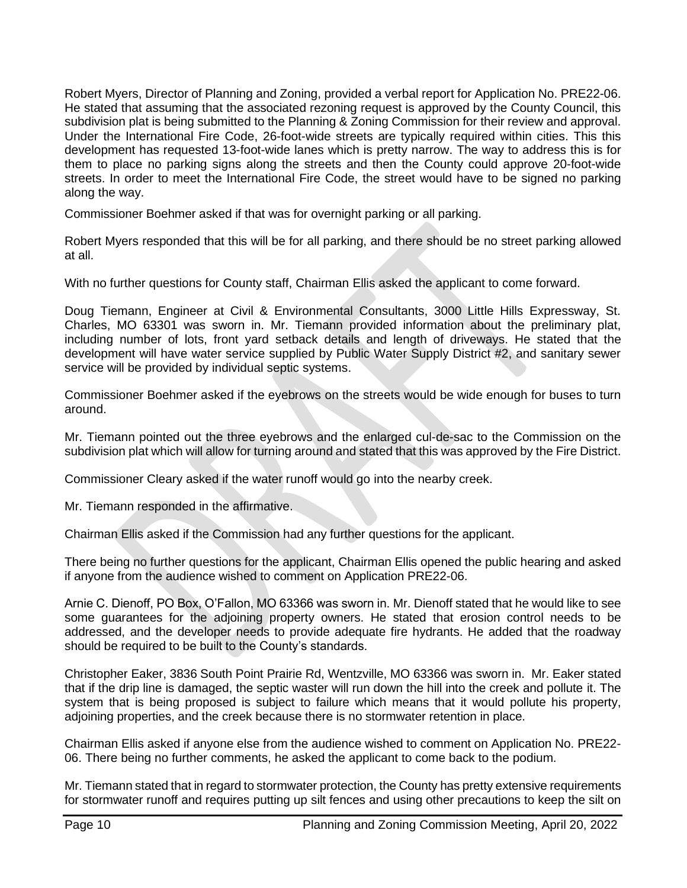Robert Myers, Director of Planning and Zoning, provided a verbal report for Application No. PRE22-06. He stated that assuming that the associated rezoning request is approved by the County Council, this subdivision plat is being submitted to the Planning & Zoning Commission for their review and approval. Under the International Fire Code, 26-foot-wide streets are typically required within cities. This this development has requested 13-foot-wide lanes which is pretty narrow. The way to address this is for them to place no parking signs along the streets and then the County could approve 20-foot-wide streets. In order to meet the International Fire Code, the street would have to be signed no parking along the way.

Commissioner Boehmer asked if that was for overnight parking or all parking.

Robert Myers responded that this will be for all parking, and there should be no street parking allowed at all.

With no further questions for County staff, Chairman Ellis asked the applicant to come forward.

Doug Tiemann, Engineer at Civil & Environmental Consultants, 3000 Little Hills Expressway, St. Charles, MO 63301 was sworn in. Mr. Tiemann provided information about the preliminary plat, including number of lots, front yard setback details and length of driveways. He stated that the development will have water service supplied by Public Water Supply District #2, and sanitary sewer service will be provided by individual septic systems.

Commissioner Boehmer asked if the eyebrows on the streets would be wide enough for buses to turn around.

Mr. Tiemann pointed out the three eyebrows and the enlarged cul-de-sac to the Commission on the subdivision plat which will allow for turning around and stated that this was approved by the Fire District.

Commissioner Cleary asked if the water runoff would go into the nearby creek.

Mr. Tiemann responded in the affirmative.

Chairman Ellis asked if the Commission had any further questions for the applicant.

There being no further questions for the applicant, Chairman Ellis opened the public hearing and asked if anyone from the audience wished to comment on Application PRE22-06.

Arnie C. Dienoff, PO Box, O'Fallon, MO 63366 was sworn in. Mr. Dienoff stated that he would like to see some guarantees for the adjoining property owners. He stated that erosion control needs to be addressed, and the developer needs to provide adequate fire hydrants. He added that the roadway should be required to be built to the County's standards.

Christopher Eaker, 3836 South Point Prairie Rd, Wentzville, MO 63366 was sworn in. Mr. Eaker stated that if the drip line is damaged, the septic waster will run down the hill into the creek and pollute it. The system that is being proposed is subject to failure which means that it would pollute his property, adjoining properties, and the creek because there is no stormwater retention in place.

Chairman Ellis asked if anyone else from the audience wished to comment on Application No. PRE22-06. There being no further comments, he asked the applicant to come back to the podium.

Mr. Tiemann stated that in regard to stormwater protection, the County has pretty extensive requirements for stormwater runoff and requires putting up silt fences and using other precautions to keep the silt on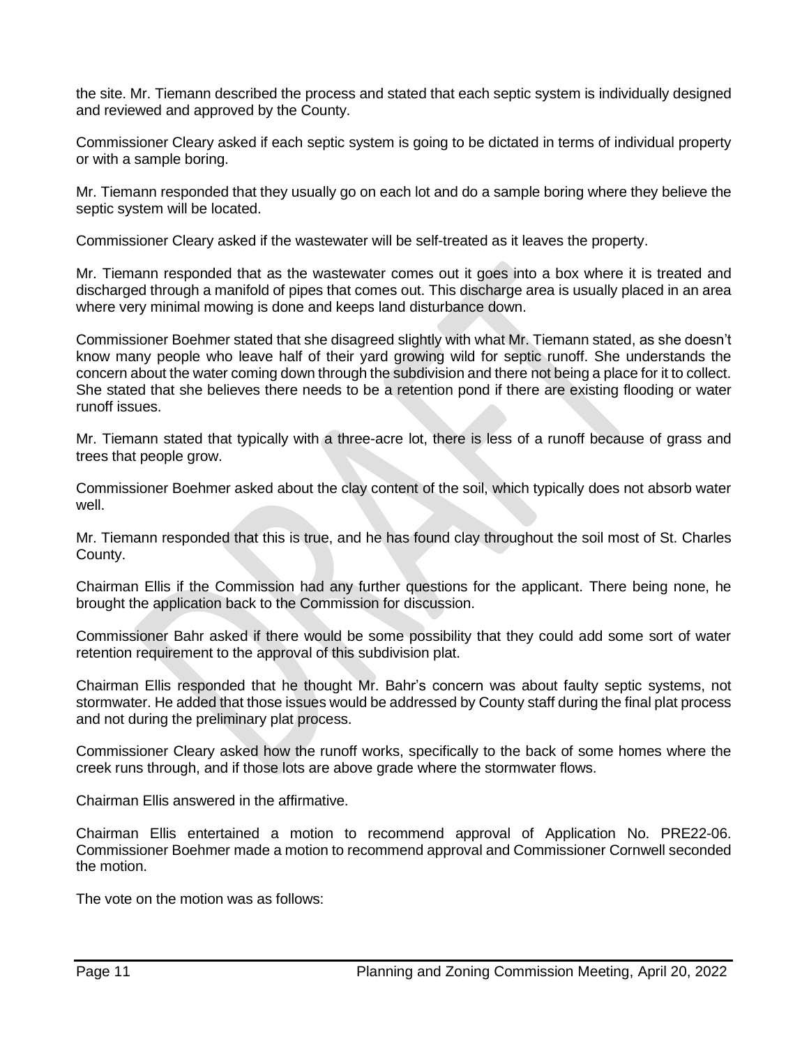the site. Mr. Tiemann described the process and stated that each septic system is individually designed and reviewed and approved by the County.

Commissioner Cleary asked if each septic system is going to be dictated in terms of individual property or with a sample boring.

Mr. Tiemann responded that they usually go on each lot and do a sample boring where they believe the septic system will be located.

Commissioner Cleary asked if the wastewater will be self-treated as it leaves the property.

Mr. Tiemann responded that as the wastewater comes out it goes into a box where it is treated and discharged through a manifold of pipes that comes out. This discharge area is usually placed in an area where very minimal mowing is done and keeps land disturbance down.

Commissioner Boehmer stated that she disagreed slightly with what Mr. Tiemann stated, as she doesn't know many people who leave half of their yard growing wild for septic runoff. She understands the concern about the water coming down through the subdivision and there not being a place for it to collect. She stated that she believes there needs to be a retention pond if there are existing flooding or water runoff issues.

Mr. Tiemann stated that typically with a three-acre lot, there is less of a runoff because of grass and trees that people grow.

Commissioner Boehmer asked about the clay content of the soil, which typically does not absorb water well.

Mr. Tiemann responded that this is true, and he has found clay throughout the soil most of St. Charles County.

Chairman Ellis if the Commission had any further questions for the applicant. There being none, he brought the application back to the Commission for discussion.

Commissioner Bahr asked if there would be some possibility that they could add some sort of water retention requirement to the approval of this subdivision plat.

Chairman Ellis responded that he thought Mr. Bahr's concern was about faulty septic systems, not stormwater. He added that those issues would be addressed by County staff during the final plat process and not during the preliminary plat process.

Commissioner Cleary asked how the runoff works, specifically to the back of some homes where the creek runs through, and if those lots are above grade where the stormwater flows.

Chairman Ellis answered in the affirmative.

Chairman Ellis entertained a motion to recommend approval of Application No. PRE22-06. Commissioner Boehmer made a motion to recommend approval and Commissioner Cornwell seconded the motion.

The vote on the motion was as follows: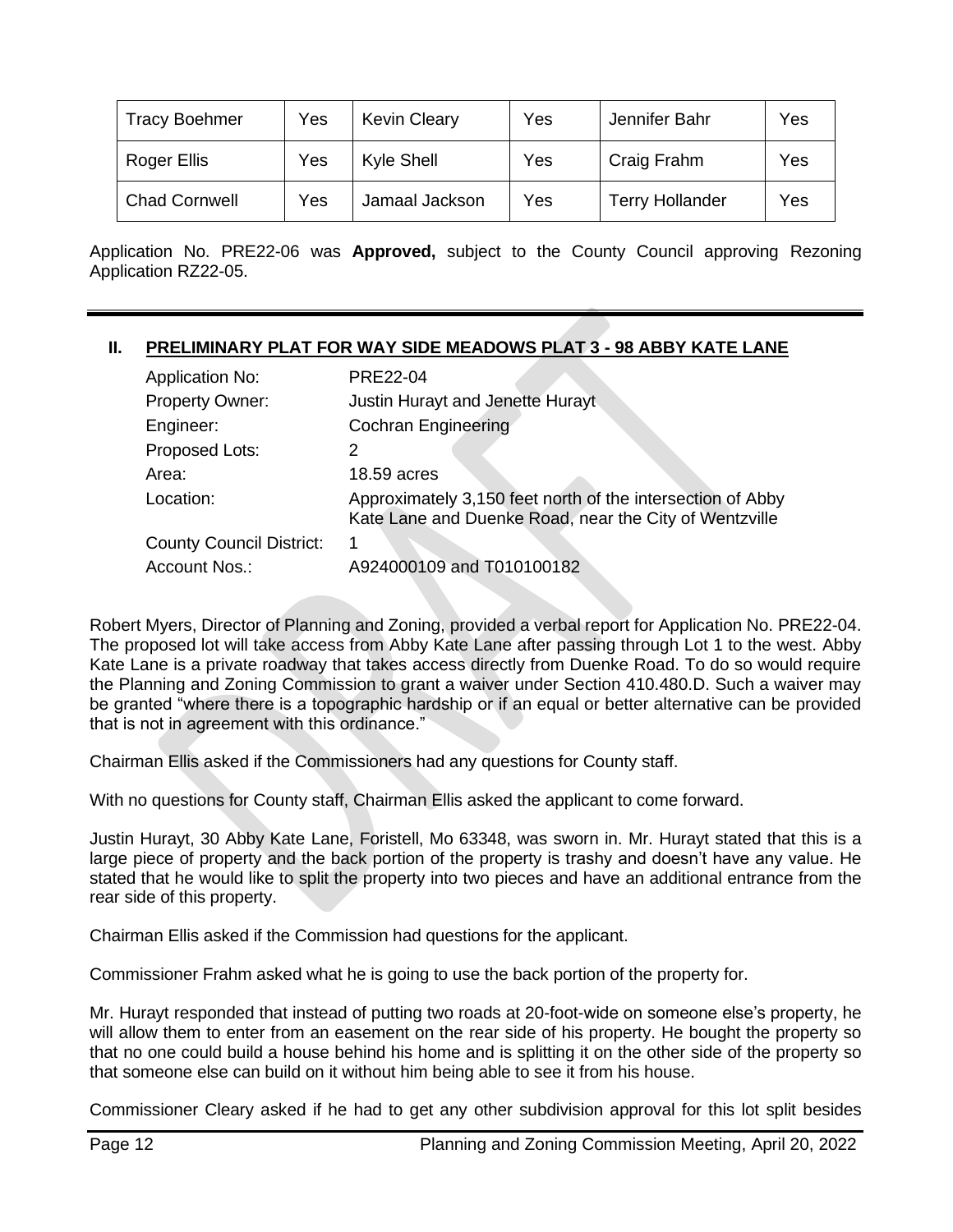| | | | | | |
|---|---|---|---|---|---|
| Tracy Boehmer | Yes | Kevin Cleary | Yes | Jennifer Bahr | Yes |
| Roger Ellis | Yes | Kyle Shell | Yes | Craig Frahm | Yes |
| Chad Cornwell | Yes | Jamaal Jackson | Yes | Terry Hollander | Yes |

Application No. PRE22-06 was **Approved,** subject to the County Council approving Rezoning Application RZ22-05.

## II. PRELIMINARY PLAT FOR WAY SIDE MEADOWS PLAT 3 - 98 ABBY KATE LANE

| | |
|---|---|
| Application No: | PRE22-04 |
| Property Owner: | Justin Hurayt and Jenette Hurayt |
| Engineer: | Cochran Engineering |
| Proposed Lots: | 2 |
| Area: | 18.59 acres |
| Location: | Approximately 3,150 feet north of the intersection of Abby Kate Lane and Duenke Road, near the City of Wentzville |
| County Council District: | 1 |
| Account Nos.: | A924000109 and T010100182 |

Robert Myers, Director of Planning and Zoning, provided a verbal report for Application No. PRE22-04. The proposed lot will take access from Abby Kate Lane after passing through Lot 1 to the west. Abby Kate Lane is a private roadway that takes access directly from Duenke Road. To do so would require the Planning and Zoning Commission to grant a waiver under Section 410.480.D. Such a waiver may be granted "where there is a topographic hardship or if an equal or better alternative can be provided that is not in agreement with this ordinance."

Chairman Ellis asked if the Commissioners had any questions for County staff.

With no questions for County staff, Chairman Ellis asked the applicant to come forward.

Justin Hurayt, 30 Abby Kate Lane, Foristell, Mo 63348, was sworn in. Mr. Hurayt stated that this is a large piece of property and the back portion of the property is trashy and doesn't have any value. He stated that he would like to split the property into two pieces and have an additional entrance from the rear side of this property.

Chairman Ellis asked if the Commission had questions for the applicant.

Commissioner Frahm asked what he is going to use the back portion of the property for.

Mr. Hurayt responded that instead of putting two roads at 20-foot-wide on someone else's property, he will allow them to enter from an easement on the rear side of his property. He bought the property so that no one could build a house behind his home and is splitting it on the other side of the property so that someone else can build on it without him being able to see it from his house.

Commissioner Cleary asked if he had to get any other subdivision approval for this lot split besides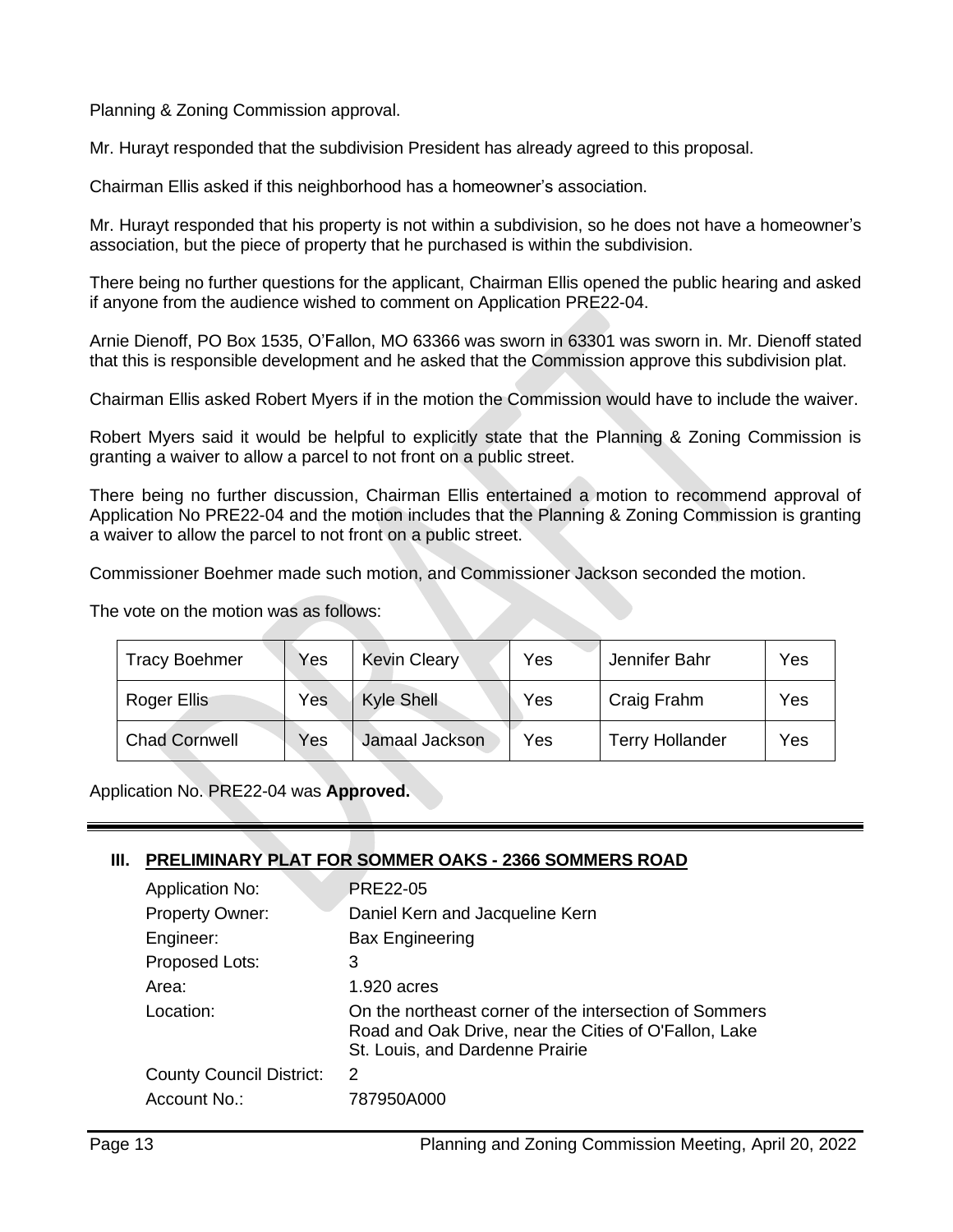Planning & Zoning Commission approval.

Mr. Hurayt responded that the subdivision President has already agreed to this proposal.

Chairman Ellis asked if this neighborhood has a homeowner's association.

Mr. Hurayt responded that his property is not within a subdivision, so he does not have a homeowner's association, but the piece of property that he purchased is within the subdivision.

There being no further questions for the applicant, Chairman Ellis opened the public hearing and asked if anyone from the audience wished to comment on Application PRE22-04.

Arnie Dienoff, PO Box 1535, O'Fallon, MO 63366 was sworn in 63301 was sworn in. Mr. Dienoff stated that this is responsible development and he asked that the Commission approve this subdivision plat.

Chairman Ellis asked Robert Myers if in the motion the Commission would have to include the waiver.

Robert Myers said it would be helpful to explicitly state that the Planning & Zoning Commission is granting a waiver to allow a parcel to not front on a public street.

There being no further discussion, Chairman Ellis entertained a motion to recommend approval of Application No PRE22-04 and the motion includes that the Planning & Zoning Commission is granting a waiver to allow the parcel to not front on a public street.

Commissioner Boehmer made such motion, and Commissioner Jackson seconded the motion.

The vote on the motion was as follows:

| | | | | | |
|---|---|---|---|---|---|
| Tracy Boehmer | Yes | Kevin Cleary | Yes | Jennifer Bahr | Yes |
| Roger Ellis | Yes | Kyle Shell | Yes | Craig Frahm | Yes |
| Chad Cornwell | Yes | Jamaal Jackson | Yes | Terry Hollander | Yes |

Application No. PRE22-04 was **Approved.**

---

## III. PRELIMINARY PLAT FOR SOMMER OAKS - 2366 SOMMERS ROAD

| | |
|---|---|
| Application No: | PRE22-05 |
| Property Owner: | Daniel Kern and Jacqueline Kern |
| Engineer: | Bax Engineering |
| Proposed Lots: | 3 |
| Area: | 1.920 acres |
| Location: | On the northeast corner of the intersection of Sommers Road and Oak Drive, near the Cities of O'Fallon, Lake St. Louis, and Dardenne Prairie |
| County Council District: | 2 |
| Account No.: | 787950A000 |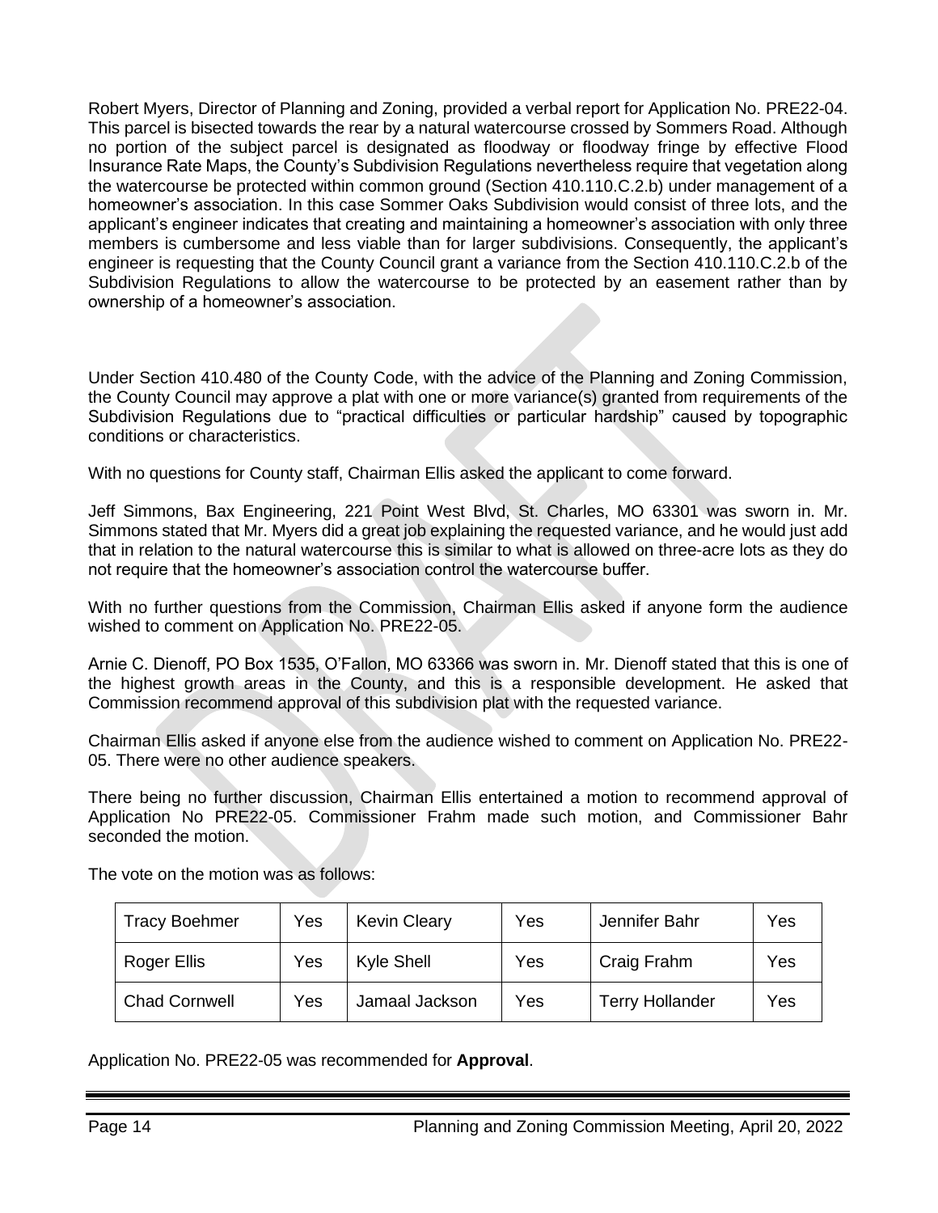Robert Myers, Director of Planning and Zoning, provided a verbal report for Application No. PRE22-04. This parcel is bisected towards the rear by a natural watercourse crossed by Sommers Road. Although no portion of the subject parcel is designated as floodway or floodway fringe by effective Flood Insurance Rate Maps, the County's Subdivision Regulations nevertheless require that vegetation along the watercourse be protected within common ground (Section 410.110.C.2.b) under management of a homeowner's association. In this case Sommer Oaks Subdivision would consist of three lots, and the applicant's engineer indicates that creating and maintaining a homeowner's association with only three members is cumbersome and less viable than for larger subdivisions. Consequently, the applicant's engineer is requesting that the County Council grant a variance from the Section 410.110.C.2.b of the Subdivision Regulations to allow the watercourse to be protected by an easement rather than by ownership of a homeowner's association.

Under Section 410.480 of the County Code, with the advice of the Planning and Zoning Commission, the County Council may approve a plat with one or more variance(s) granted from requirements of the Subdivision Regulations due to "practical difficulties or particular hardship" caused by topographic conditions or characteristics.

With no questions for County staff, Chairman Ellis asked the applicant to come forward.

Jeff Simmons, Bax Engineering, 221 Point West Blvd, St. Charles, MO 63301 was sworn in. Mr. Simmons stated that Mr. Myers did a great job explaining the requested variance, and he would just add that in relation to the natural watercourse this is similar to what is allowed on three-acre lots as they do not require that the homeowner's association control the watercourse buffer.

With no further questions from the Commission, Chairman Ellis asked if anyone form the audience wished to comment on Application No. PRE22-05.

Arnie C. Dienoff, PO Box 1535, O'Fallon, MO 63366 was sworn in. Mr. Dienoff stated that this is one of the highest growth areas in the County, and this is a responsible development. He asked that Commission recommend approval of this subdivision plat with the requested variance.

Chairman Ellis asked if anyone else from the audience wished to comment on Application No. PRE22-05. There were no other audience speakers.

There being no further discussion, Chairman Ellis entertained a motion to recommend approval of Application No PRE22-05. Commissioner Frahm made such motion, and Commissioner Bahr seconded the motion.

The vote on the motion was as follows:

| | | | | | |
|---|---|---|---|---|---|
| Tracy Boehmer | Yes | Kevin Cleary | Yes | Jennifer Bahr | Yes |
| Roger Ellis | Yes | Kyle Shell | Yes | Craig Frahm | Yes |
| Chad Cornwell | Yes | Jamaal Jackson | Yes | Terry Hollander | Yes |

Application No. PRE22-05 was recommended for **Approval**.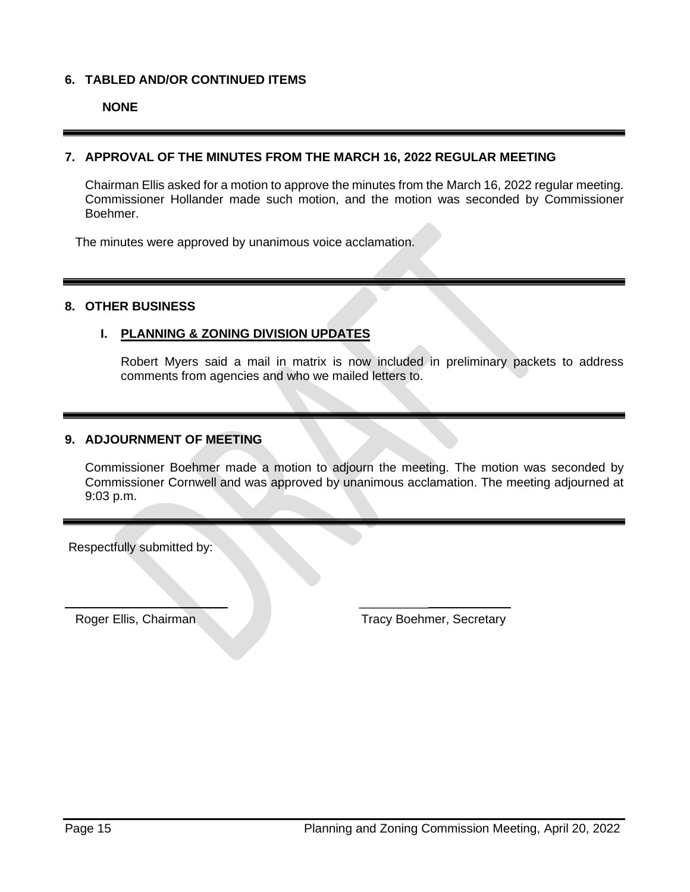## 6. TABLED AND/OR CONTINUED ITEMS

**NONE**

## 7. APPROVAL OF THE MINUTES FROM THE MARCH 16, 2022 REGULAR MEETING

Chairman Ellis asked for a motion to approve the minutes from the March 16, 2022 regular meeting. Commissioner Hollander made such motion, and the motion was seconded by Commissioner Boehmer.

The minutes were approved by unanimous voice acclamation.

## 8. OTHER BUSINESS

### I. PLANNING & ZONING DIVISION UPDATES

Robert Myers said a mail in matrix is now included in preliminary packets to address comments from agencies and who we mailed letters to.

## 9. ADJOURNMENT OF MEETING

Commissioner Boehmer made a motion to adjourn the meeting. The motion was seconded by Commissioner Cornwell and was approved by unanimous acclamation. The meeting adjourned at 9:03 p.m.

Respectfully submitted by:

Roger Ellis, Chairman

Tracy Boehmer, Secretary